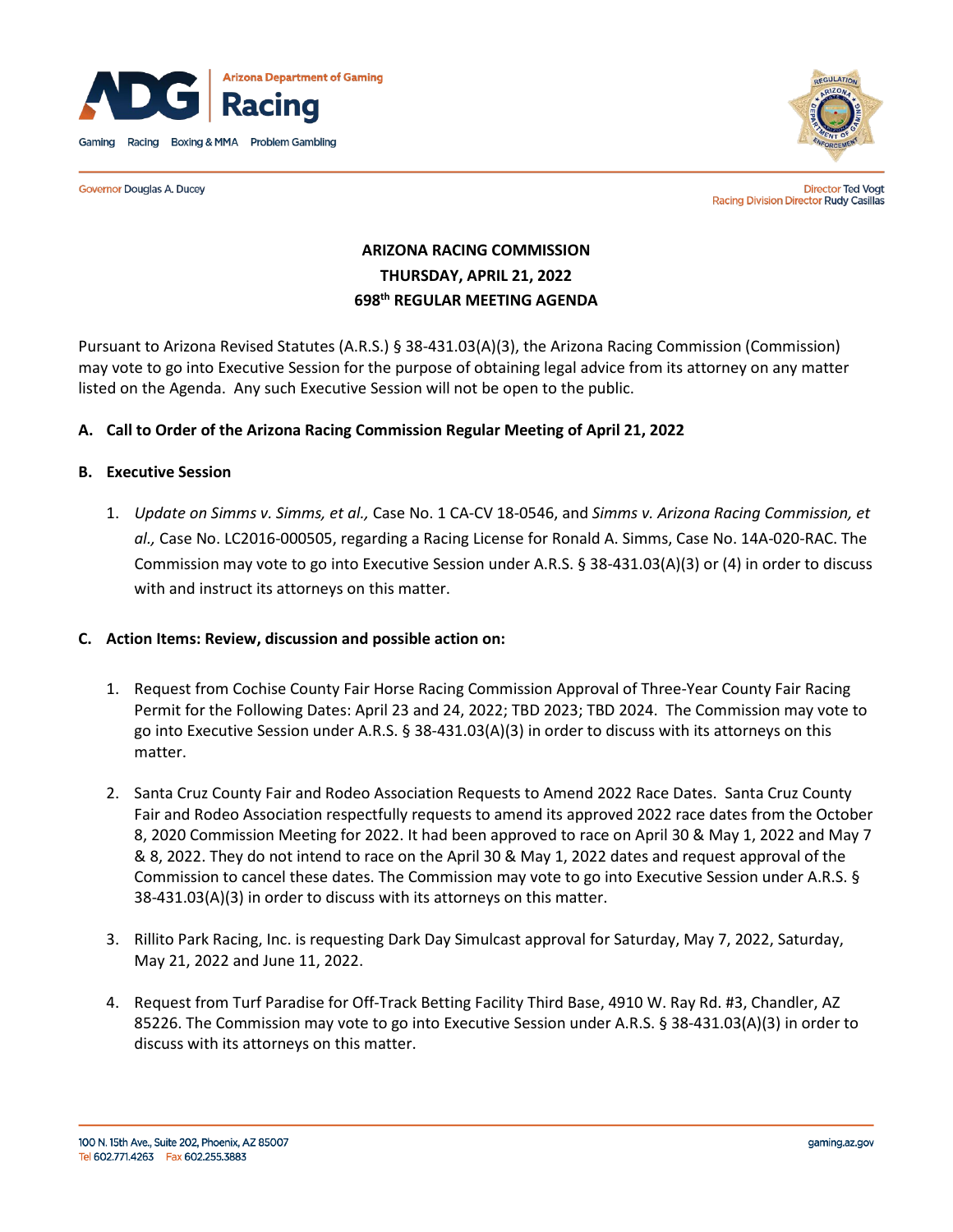Arizona Department of Gaming
**Racing**

Gaming Racing Boxing & MMA Problem Gambling

Governor Douglas A. Ducey

Director Ted Vogt
Racing Division Director Rudy Casillas

**ARIZONA RACING COMMISSION**
**THURSDAY, APRIL 21, 2022**
**698th REGULAR MEETING AGENDA**

Pursuant to Arizona Revised Statutes (A.R.S.) § 38-431.03(A)(3), the Arizona Racing Commission (Commission) may vote to go into Executive Session for the purpose of obtaining legal advice from its attorney on any matter listed on the Agenda. Any such Executive Session will not be open to the public.

**A. Call to Order of the Arizona Racing Commission Regular Meeting of April 21, 2022**

**B. Executive Session**

1. *Update on Simms v. Simms, et al.,* Case No. 1 CA-CV 18-0546, and *Simms v. Arizona Racing Commission, et al.,* Case No. LC2016-000505, regarding a Racing License for Ronald A. Simms, Case No. 14A-020-RAC. The Commission may vote to go into Executive Session under A.R.S. § 38-431.03(A)(3) or (4) in order to discuss with and instruct its attorneys on this matter.

**C. Action Items: Review, discussion and possible action on:**

1. Request from Cochise County Fair Horse Racing Commission Approval of Three-Year County Fair Racing Permit for the Following Dates: April 23 and 24, 2022; TBD 2023; TBD 2024. The Commission may vote to go into Executive Session under A.R.S. § 38-431.03(A)(3) in order to discuss with its attorneys on this matter.

2. Santa Cruz County Fair and Rodeo Association Requests to Amend 2022 Race Dates. Santa Cruz County Fair and Rodeo Association respectfully requests to amend its approved 2022 race dates from the October 8, 2020 Commission Meeting for 2022. It had been approved to race on April 30 & May 1, 2022 and May 7 & 8, 2022. They do not intend to race on the April 30 & May 1, 2022 dates and request approval of the Commission to cancel these dates. The Commission may vote to go into Executive Session under A.R.S. § 38-431.03(A)(3) in order to discuss with its attorneys on this matter.

3. Rillito Park Racing, Inc. is requesting Dark Day Simulcast approval for Saturday, May 7, 2022, Saturday, May 21, 2022 and June 11, 2022.

4. Request from Turf Paradise for Off-Track Betting Facility Third Base, 4910 W. Ray Rd. #3, Chandler, AZ 85226. The Commission may vote to go into Executive Session under A.R.S. § 38-431.03(A)(3) in order to discuss with its attorneys on this matter.

100 N. 15th Ave., Suite 202, Phoenix, AZ 85007
Tel 602.771.4263 Fax 602.255.3883

gaming.az.gov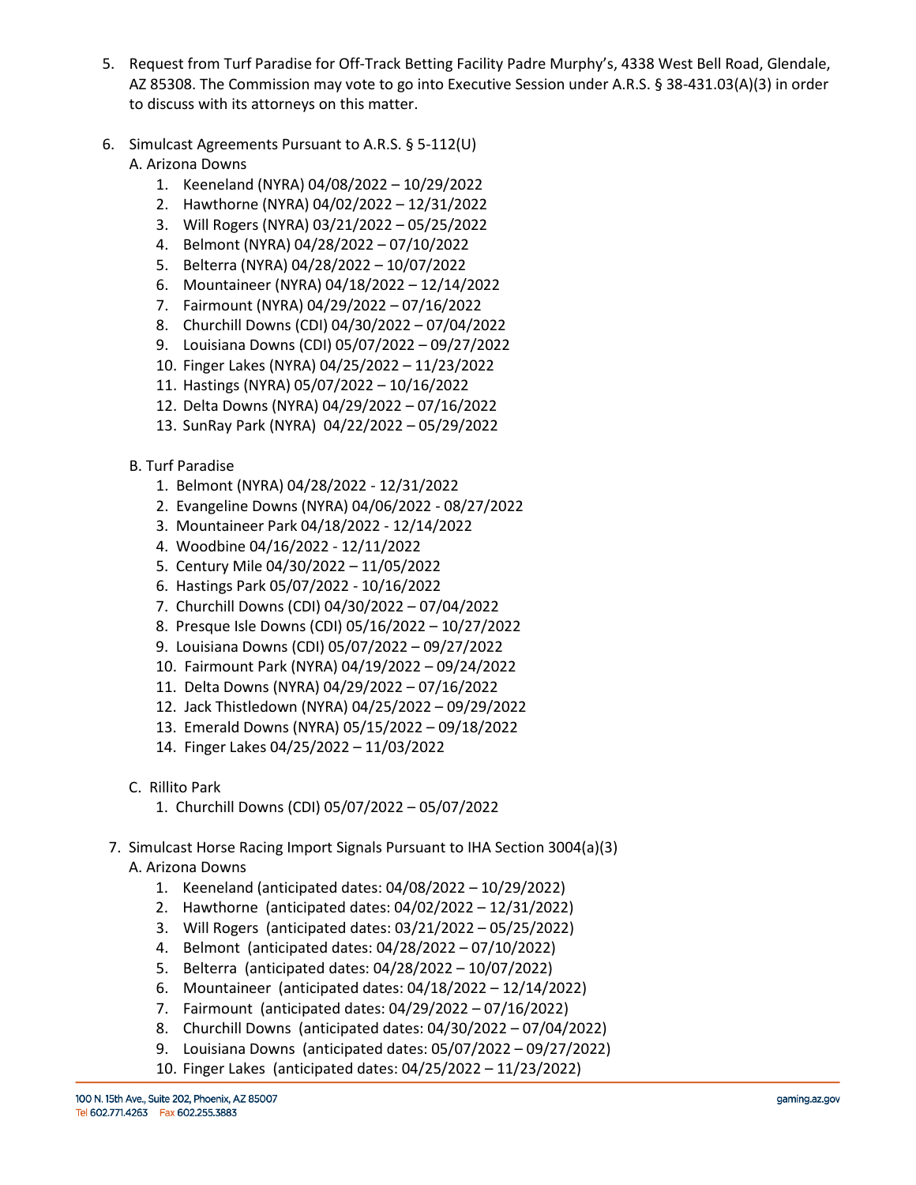5. Request from Turf Paradise for Off-Track Betting Facility Padre Murphy's, 4338 West Bell Road, Glendale, AZ 85308. The Commission may vote to go into Executive Session under A.R.S. § 38-431.03(A)(3) in order to discuss with its attorneys on this matter.

6. Simulcast Agreements Pursuant to A.R.S. § 5-112(U)

   A. Arizona Downs

      1. Keeneland (NYRA) 04/08/2022 – 10/29/2022
      2. Hawthorne (NYRA) 04/02/2022 – 12/31/2022
      3. Will Rogers (NYRA) 03/21/2022 – 05/25/2022
      4. Belmont (NYRA) 04/28/2022 – 07/10/2022
      5. Belterra (NYRA) 04/28/2022 – 10/07/2022
      6. Mountaineer (NYRA) 04/18/2022 – 12/14/2022
      7. Fairmount (NYRA) 04/29/2022 – 07/16/2022
      8. Churchill Downs (CDI) 04/30/2022 – 07/04/2022
      9. Louisiana Downs (CDI) 05/07/2022 – 09/27/2022
      10. Finger Lakes (NYRA) 04/25/2022 – 11/23/2022
      11. Hastings (NYRA) 05/07/2022 – 10/16/2022
      12. Delta Downs (NYRA) 04/29/2022 – 07/16/2022
      13. SunRay Park (NYRA) 04/22/2022 – 05/29/2022

   B. Turf Paradise

      1. Belmont (NYRA) 04/28/2022 - 12/31/2022
      2. Evangeline Downs (NYRA) 04/06/2022 - 08/27/2022
      3. Mountaineer Park 04/18/2022 - 12/14/2022
      4. Woodbine 04/16/2022 - 12/11/2022
      5. Century Mile 04/30/2022 – 11/05/2022
      6. Hastings Park 05/07/2022 - 10/16/2022
      7. Churchill Downs (CDI) 04/30/2022 – 07/04/2022
      8. Presque Isle Downs (CDI) 05/16/2022 – 10/27/2022
      9. Louisiana Downs (CDI) 05/07/2022 – 09/27/2022
      10. Fairmount Park (NYRA) 04/19/2022 – 09/24/2022
      11. Delta Downs (NYRA) 04/29/2022 – 07/16/2022
      12. Jack Thistledown (NYRA) 04/25/2022 – 09/29/2022
      13. Emerald Downs (NYRA) 05/15/2022 – 09/18/2022
      14. Finger Lakes 04/25/2022 – 11/03/2022

   C. Rillito Park

      1. Churchill Downs (CDI) 05/07/2022 – 05/07/2022

7. Simulcast Horse Racing Import Signals Pursuant to IHA Section 3004(a)(3)

   A. Arizona Downs

      1. Keeneland (anticipated dates: 04/08/2022 – 10/29/2022)
      2. Hawthorne (anticipated dates: 04/02/2022 – 12/31/2022)
      3. Will Rogers (anticipated dates: 03/21/2022 – 05/25/2022)
      4. Belmont (anticipated dates: 04/28/2022 – 07/10/2022)
      5. Belterra (anticipated dates: 04/28/2022 – 10/07/2022)
      6. Mountaineer (anticipated dates: 04/18/2022 – 12/14/2022)
      7. Fairmount (anticipated dates: 04/29/2022 – 07/16/2022)
      8. Churchill Downs (anticipated dates: 04/30/2022 – 07/04/2022)
      9. Louisiana Downs (anticipated dates: 05/07/2022 – 09/27/2022)
      10. Finger Lakes (anticipated dates: 04/25/2022 – 11/23/2022)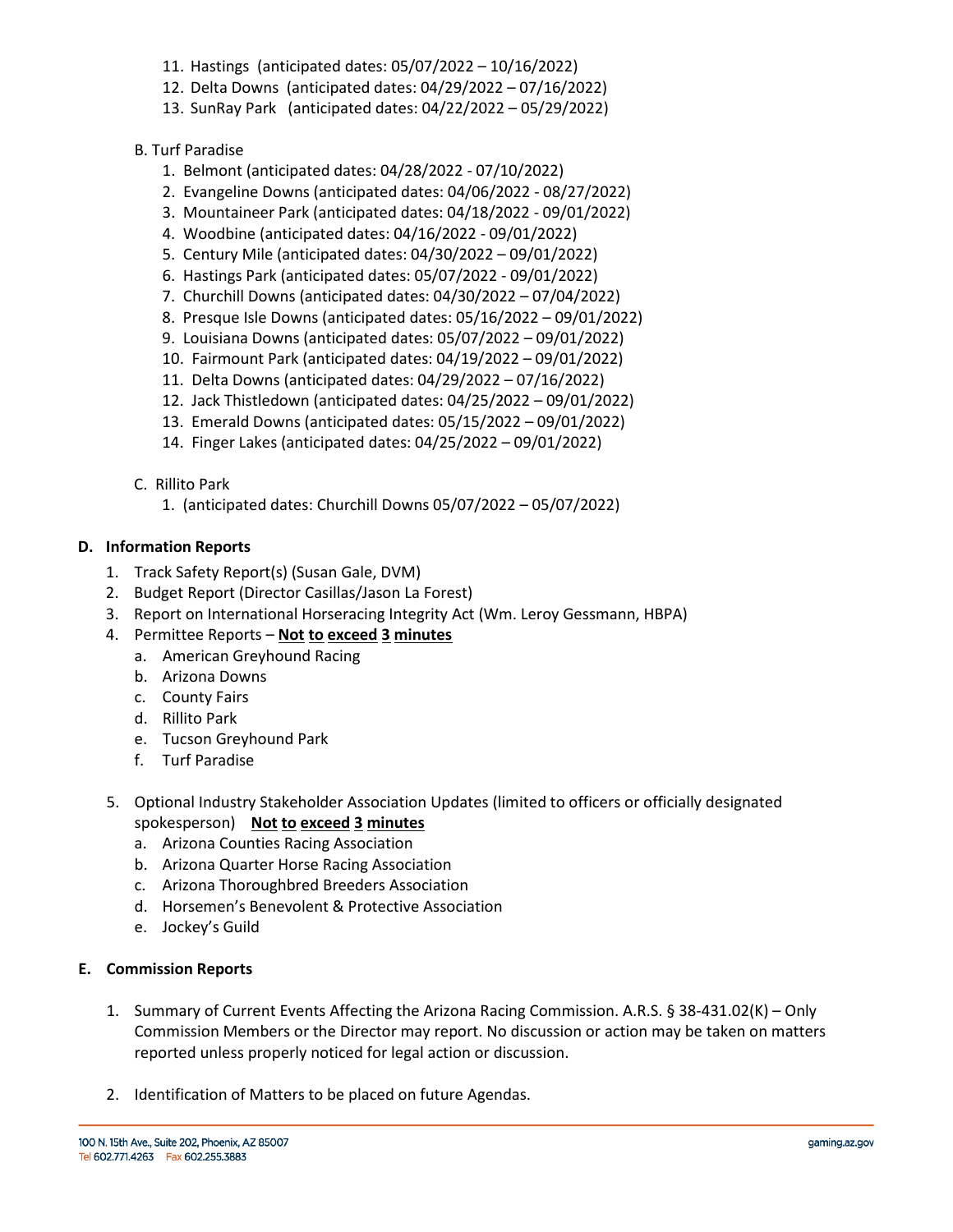11. Hastings (anticipated dates: 05/07/2022 – 10/16/2022)
12. Delta Downs (anticipated dates: 04/29/2022 – 07/16/2022)
13. SunRay Park (anticipated dates: 04/22/2022 – 05/29/2022)

B. Turf Paradise

1. Belmont (anticipated dates: 04/28/2022 - 07/10/2022)
2. Evangeline Downs (anticipated dates: 04/06/2022 - 08/27/2022)
3. Mountaineer Park (anticipated dates: 04/18/2022 - 09/01/2022)
4. Woodbine (anticipated dates: 04/16/2022 - 09/01/2022)
5. Century Mile (anticipated dates: 04/30/2022 – 09/01/2022)
6. Hastings Park (anticipated dates: 05/07/2022 - 09/01/2022)
7. Churchill Downs (anticipated dates: 04/30/2022 – 07/04/2022)
8. Presque Isle Downs (anticipated dates: 05/16/2022 – 09/01/2022)
9. Louisiana Downs (anticipated dates: 05/07/2022 – 09/01/2022)
10. Fairmount Park (anticipated dates: 04/19/2022 – 09/01/2022)
11. Delta Downs (anticipated dates: 04/29/2022 – 07/16/2022)
12. Jack Thistledown (anticipated dates: 04/25/2022 – 09/01/2022)
13. Emerald Downs (anticipated dates: 05/15/2022 – 09/01/2022)
14. Finger Lakes (anticipated dates: 04/25/2022 – 09/01/2022)

C. Rillito Park

1. (anticipated dates: Churchill Downs 05/07/2022 – 05/07/2022)

**D. Information Reports**

1. Track Safety Report(s) (Susan Gale, DVM)
2. Budget Report (Director Casillas/Jason La Forest)
3. Report on International Horseracing Integrity Act (Wm. Leroy Gessmann, HBPA)
4. Permittee Reports – **Not to exceed 3 minutes**
   a. American Greyhound Racing
   b. Arizona Downs
   c. County Fairs
   d. Rillito Park
   e. Tucson Greyhound Park
   f. Turf Paradise
5. Optional Industry Stakeholder Association Updates (limited to officers or officially designated spokesperson) **Not to exceed 3 minutes**
   a. Arizona Counties Racing Association
   b. Arizona Quarter Horse Racing Association
   c. Arizona Thoroughbred Breeders Association
   d. Horsemen's Benevolent & Protective Association
   e. Jockey's Guild

**E. Commission Reports**

1. Summary of Current Events Affecting the Arizona Racing Commission. A.R.S. § 38-431.02(K) – Only Commission Members or the Director may report. No discussion or action may be taken on matters reported unless properly noticed for legal action or discussion.
2. Identification of Matters to be placed on future Agendas.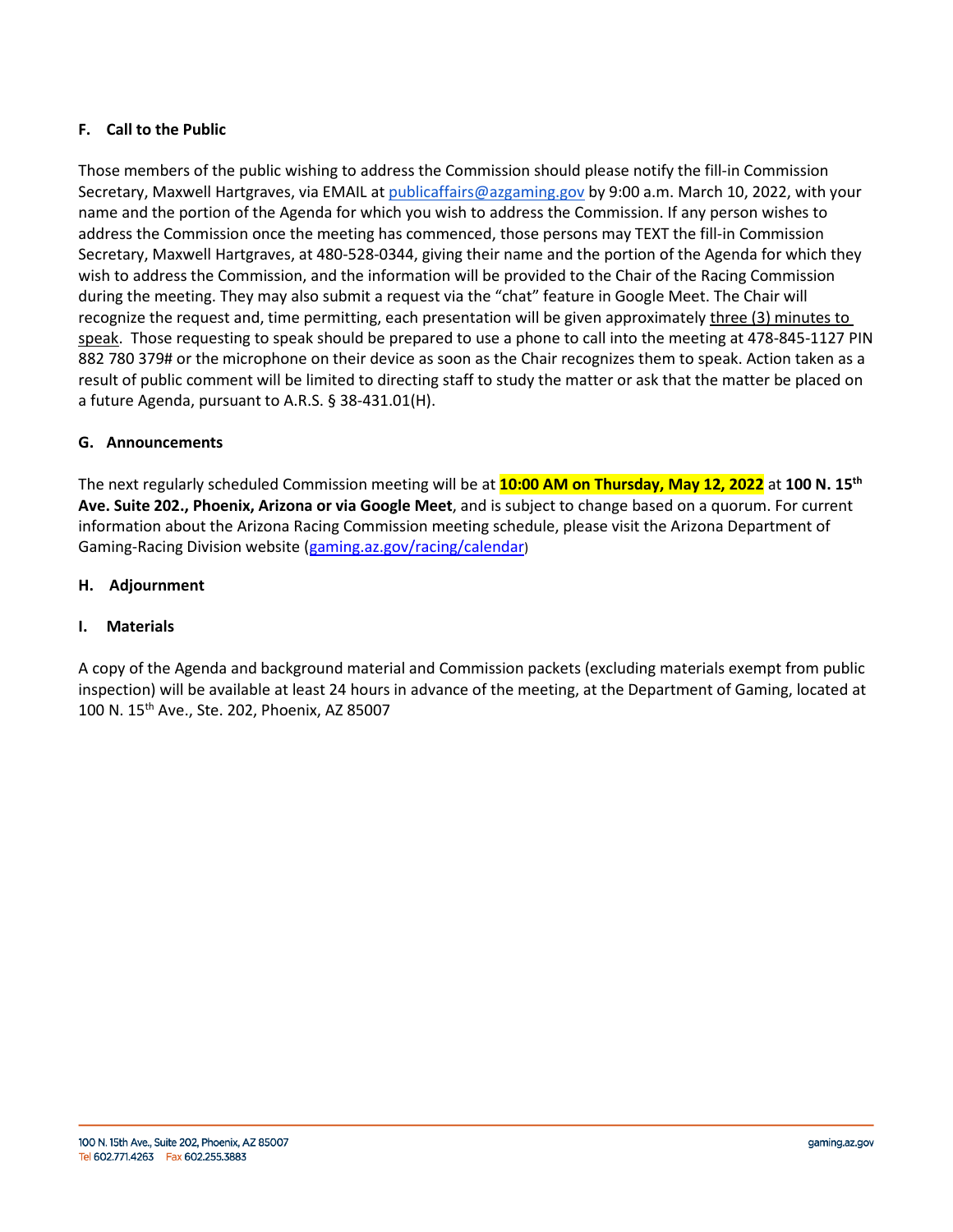### F. Call to the Public

Those members of the public wishing to address the Commission should please notify the fill-in Commission Secretary, Maxwell Hartgraves, via EMAIL at publicaffairs@azgaming.gov by 9:00 a.m. March 10, 2022, with your name and the portion of the Agenda for which you wish to address the Commission. If any person wishes to address the Commission once the meeting has commenced, those persons may TEXT the fill-in Commission Secretary, Maxwell Hartgraves, at 480-528-0344, giving their name and the portion of the Agenda for which they wish to address the Commission, and the information will be provided to the Chair of the Racing Commission during the meeting. They may also submit a request via the "chat" feature in Google Meet. The Chair will recognize the request and, time permitting, each presentation will be given approximately three (3) minutes to speak. Those requesting to speak should be prepared to use a phone to call into the meeting at 478-845-1127 PIN 882 780 379# or the microphone on their device as soon as the Chair recognizes them to speak. Action taken as a result of public comment will be limited to directing staff to study the matter or ask that the matter be placed on a future Agenda, pursuant to A.R.S. § 38-431.01(H).

### G. Announcements

The next regularly scheduled Commission meeting will be at **10:00 AM on Thursday, May 12, 2022** at **100 N. 15th Ave. Suite 202., Phoenix, Arizona or via Google Meet**, and is subject to change based on a quorum. For current information about the Arizona Racing Commission meeting schedule, please visit the Arizona Department of Gaming-Racing Division website (gaming.az.gov/racing/calendar)

### H. Adjournment

### I. Materials

A copy of the Agenda and background material and Commission packets (excluding materials exempt from public inspection) will be available at least 24 hours in advance of the meeting, at the Department of Gaming, located at 100 N. 15th Ave., Ste. 202, Phoenix, AZ 85007